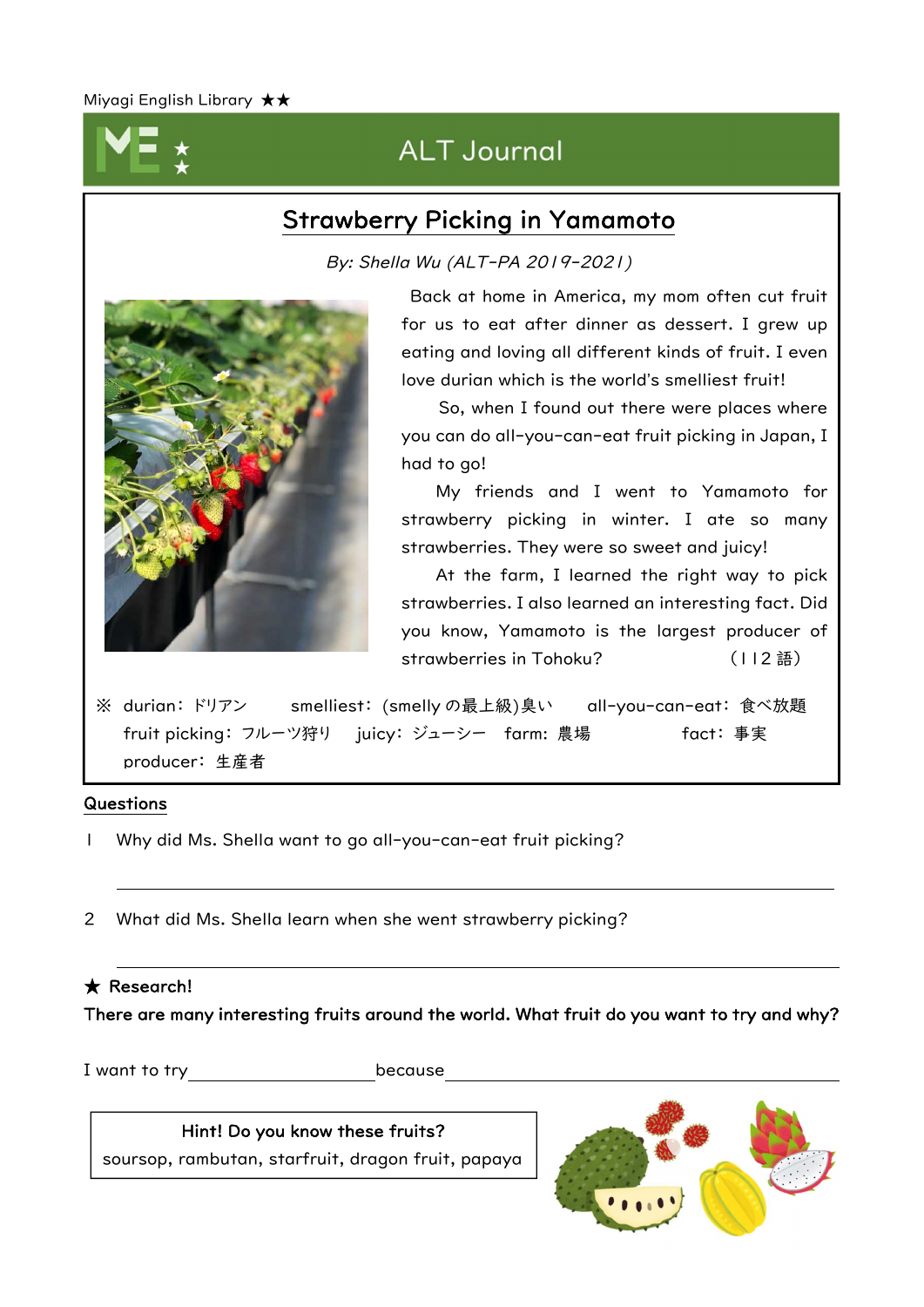Miyagi English Library ★★

# ALT Journal

## Strawberry Picking in Yamamoto

*By: Shella Wu (ALT-PA 2019-2021)*

Back at home in America, my mom often cut fruit for us to eat after dinner as dessert. I grew up eating and loving all different kinds of fruit. I even love durian which is the world's smelliest fruit!

So, when I found out there were places where you can do all-you-can-eat fruit picking in Japan, I had to go!

My friends and I went to Yamamoto for strawberry picking in winter. I ate so many strawberries. They were so sweet and juicy!

At the farm, I learned the right way to pick strawberries. I also learned an interesting fact. Did you know, Yamamoto is the largest producer of strawberries in Tohoku? （112 語）

※ durian：ドリアン　smelliest：(smelly の最上級)臭い　all-you-can-eat：食べ放題
fruit picking：フルーツ狩り　juicy：ジューシー　farm: 農場　fact：事実
producer：生産者

### Questions

1 Why did Ms. Shella want to go all-you-can-eat fruit picking?

______________________________________________

2 What did Ms. Shella learn when she went strawberry picking?

______________________________________________

### ★ Research!

**There are many interesting fruits around the world. What fruit do you want to try and why?**

I want to try ________________ because ______________________________

**Hint! Do you know these fruits?**
soursop, rambutan, starfruit, dragon fruit, papaya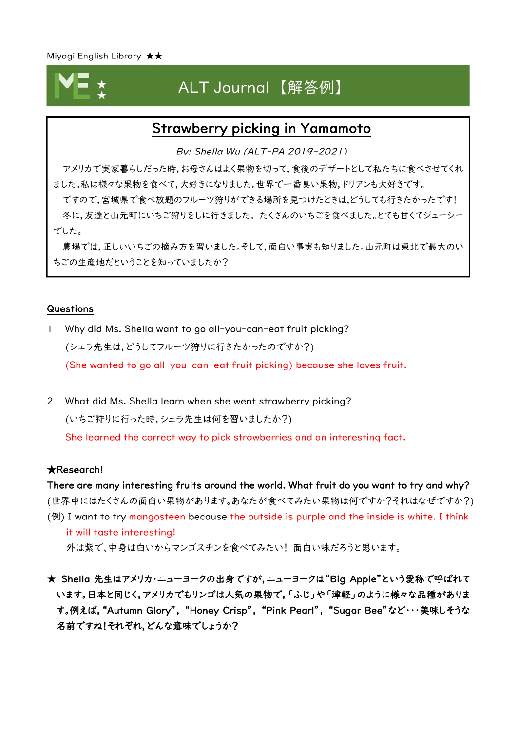Miyagi English Library ★★

# ALT Journal【解答例】

## Strawberry picking in Yamamoto

*By: Shella Wu (ALT-PA 2019-2021)*

アメリカで実家暮らしだった時，お母さんはよく果物を切って，食後のデザートとして私たちに食べさせてくれました。私は様々な果物を食べて，大好きになりました。世界で一番臭い果物，ドリアンも大好きです。

ですので，宮城県で食べ放題のフルーツ狩りができる場所を見つけたときは，どうしても行きたかったです！

冬に，友達と山元町にいちご狩りをしに行きました。たくさんのいちごを食べました。とても甘くてジューシーでした。

農場では，正しいいちごの摘み方を習いました。そして，面白い事実も知りました。山元町は東北で最大のいちごの生産地だということを知っていましたか？

### Questions

1　Why did Ms. Shella want to go all-you-can-eat fruit picking?

(シェラ先生は，どうしてフルーツ狩りに行きたかったのですか？)

(She wanted to go all-you-can-eat fruit picking) because she loves fruit.

2　What did Ms. Shella learn when she went strawberry picking?

(いちご狩りに行った時，シェラ先生は何を習いましたか？)

She learned the correct way to pick strawberries and an interesting fact.

### ★Research!

**There are many interesting fruits around the world. What fruit do you want to try and why?**

(世界中にはたくさんの面白い果物があります。あなたが食べてみたい果物は何ですか？それはなぜですか？)

(例) I want to try mangosteen because the outside is purple and the inside is white. I think it will taste interesting!

外は紫で、中身は白いからマンゴスチンを食べてみたい！ 面白い味だろうと思います。

**★ Shella 先生はアメリカ・ニューヨークの出身ですが，ニューヨークは"Big Apple"という愛称で呼ばれています。日本と同じく，アメリカでもリンゴは人気の果物で，「ふじ」や「津軽」のように様々な品種があります。例えば，"Autumn Glory"，"Honey Crisp"，"Pink Pearl"，"Sugar Bee"など・・・美味しそうな名前ですね！それぞれ，どんな意味でしょうか？**